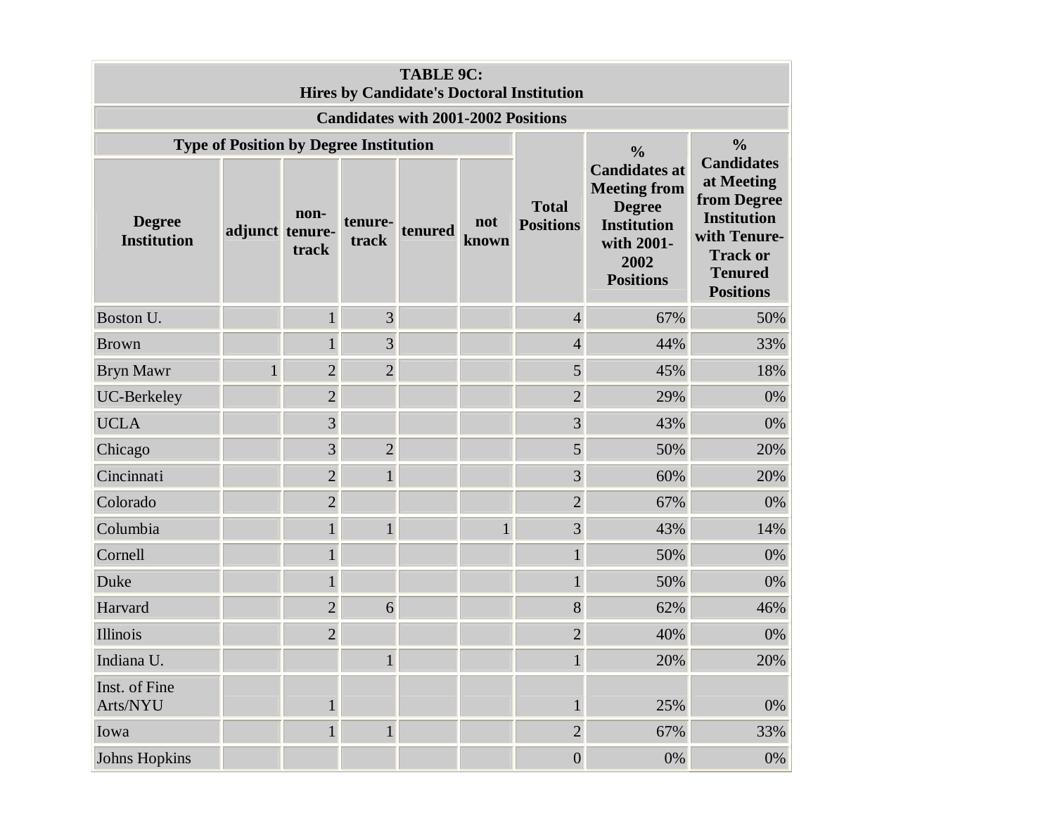| TABLE 9C: Hires by Candidate's Doctoral Institution | | | | | | | | |
|---|---|---|---|---|---|---|---|---|
| Candidates with 2001-2002 Positions | | | | | | | | |
| Type of Position by Degree Institution | | | | | | Total Positions | % Candidates at Meeting from Degree Institution with 2001-2002 Positions | % Candidates at Meeting from Degree Institution with Tenure-Track or Tenured Positions |
| Degree Institution | adjunct | non-tenure-track | tenure-track | tenured | not known | | | |
| Boston U. | | 1 | 3 | | | 4 | 67% | 50% |
| Brown | | 1 | 3 | | | 4 | 44% | 33% |
| Bryn Mawr | 1 | 2 | 2 | | | 5 | 45% | 18% |
| UC-Berkeley | | 2 | | | | 2 | 29% | 0% |
| UCLA | | 3 | | | | 3 | 43% | 0% |
| Chicago | | 3 | 2 | | | 5 | 50% | 20% |
| Cincinnati | | 2 | 1 | | | 3 | 60% | 20% |
| Colorado | | 2 | | | | 2 | 67% | 0% |
| Columbia | | 1 | 1 | | 1 | 3 | 43% | 14% |
| Cornell | | 1 | | | | 1 | 50% | 0% |
| Duke | | 1 | | | | 1 | 50% | 0% |
| Harvard | | 2 | 6 | | | 8 | 62% | 46% |
| Illinois | | 2 | | | | 2 | 40% | 0% |
| Indiana U. | | | 1 | | | 1 | 20% | 20% |
| Inst. of Fine Arts/NYU | | 1 | | | | 1 | 25% | 0% |
| Iowa | | 1 | 1 | | | 2 | 67% | 33% |
| Johns Hopkins | | | | | | 0 | 0% | 0% |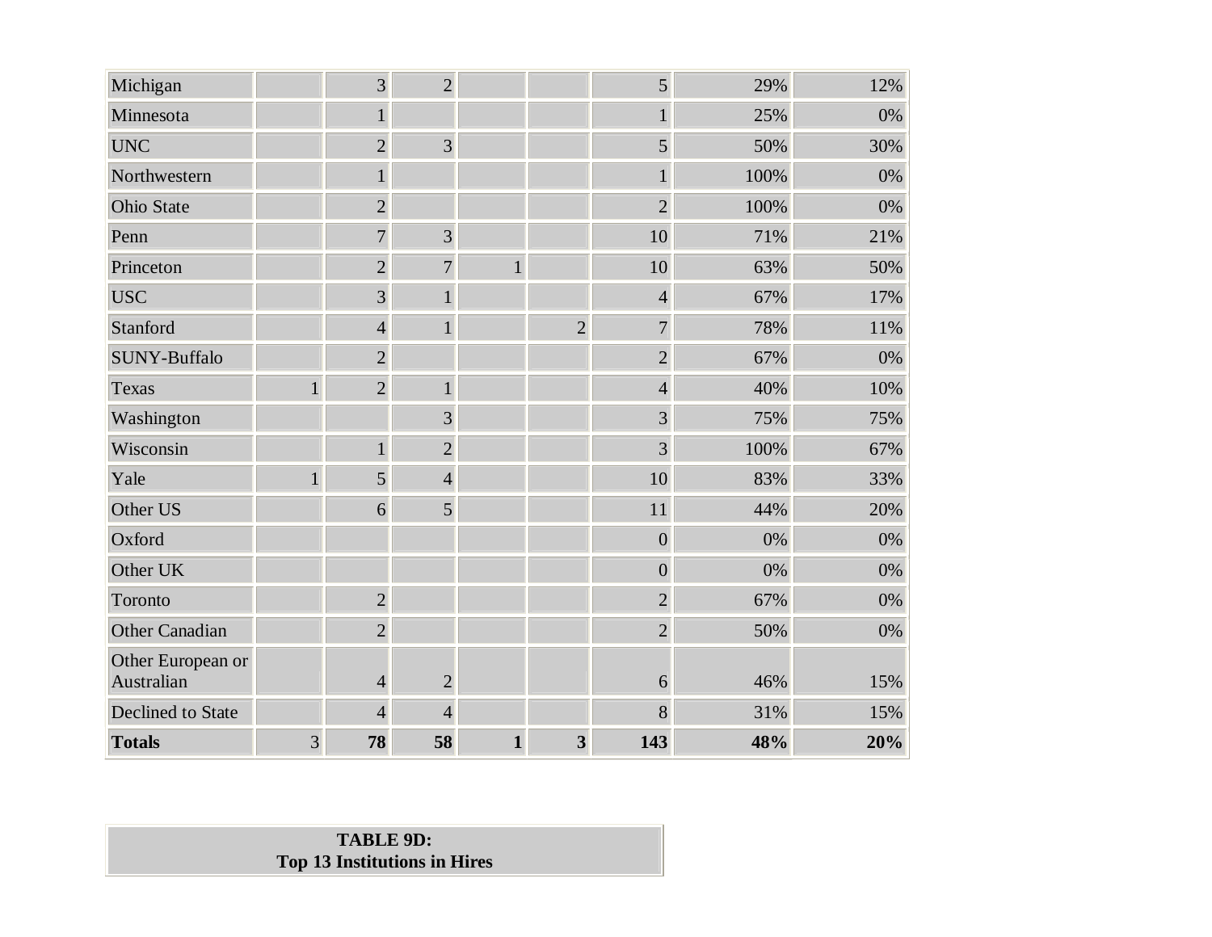| | | | | | | | | |
|---|---|---|---|---|---|---|---|---|
| Michigan | | 3 | 2 | | | 5 | 29% | 12% |
| Minnesota | | 1 | | | | 1 | 25% | 0% |
| UNC | | 2 | 3 | | | 5 | 50% | 30% |
| Northwestern | | 1 | | | | 1 | 100% | 0% |
| Ohio State | | 2 | | | | 2 | 100% | 0% |
| Penn | | 7 | 3 | | | 10 | 71% | 21% |
| Princeton | | 2 | 7 | 1 | | 10 | 63% | 50% |
| USC | | 3 | 1 | | | 4 | 67% | 17% |
| Stanford | | 4 | 1 | | 2 | 7 | 78% | 11% |
| SUNY-Buffalo | | 2 | | | | 2 | 67% | 0% |
| Texas | 1 | 2 | 1 | | | 4 | 40% | 10% |
| Washington | | | 3 | | | 3 | 75% | 75% |
| Wisconsin | | 1 | 2 | | | 3 | 100% | 67% |
| Yale | 1 | 5 | 4 | | | 10 | 83% | 33% |
| Other US | | 6 | 5 | | | 11 | 44% | 20% |
| Oxford | | | | | | 0 | 0% | 0% |
| Other UK | | | | | | 0 | 0% | 0% |
| Toronto | | 2 | | | | 2 | 67% | 0% |
| Other Canadian | | 2 | | | | 2 | 50% | 0% |
| Other European or Australian | | 4 | 2 | | | 6 | 46% | 15% |
| Declined to State | | 4 | 4 | | | 8 | 31% | 15% |
| **Totals** | 3 | **78** | **58** | **1** | **3** | **143** | **48%** | **20%** |

**TABLE 9D:**
**Top 13 Institutions in Hires**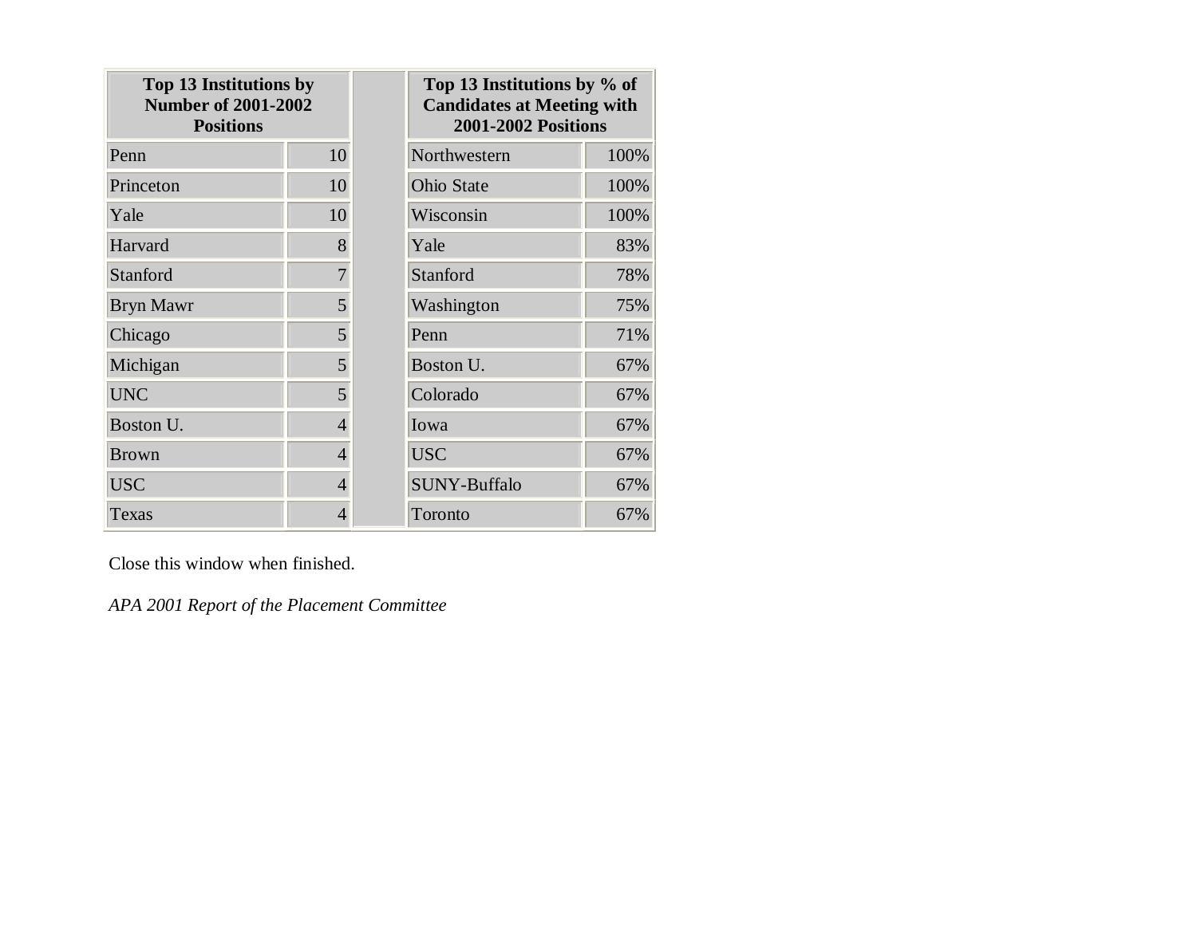| Top 13 Institutions by Number of 2001-2002 Positions | | | Top 13 Institutions by % of Candidates at Meeting with 2001-2002 Positions | |
|---|---|---|---|---|
| Penn | 10 | | Northwestern | 100% |
| Princeton | 10 | | Ohio State | 100% |
| Yale | 10 | | Wisconsin | 100% |
| Harvard | 8 | | Yale | 83% |
| Stanford | 7 | | Stanford | 78% |
| Bryn Mawr | 5 | | Washington | 75% |
| Chicago | 5 | | Penn | 71% |
| Michigan | 5 | | Boston U. | 67% |
| UNC | 5 | | Colorado | 67% |
| Boston U. | 4 | | Iowa | 67% |
| Brown | 4 | | USC | 67% |
| USC | 4 | | SUNY-Buffalo | 67% |
| Texas | 4 | | Toronto | 67% |

Close this window when finished.

*APA 2001 Report of the Placement Committee*